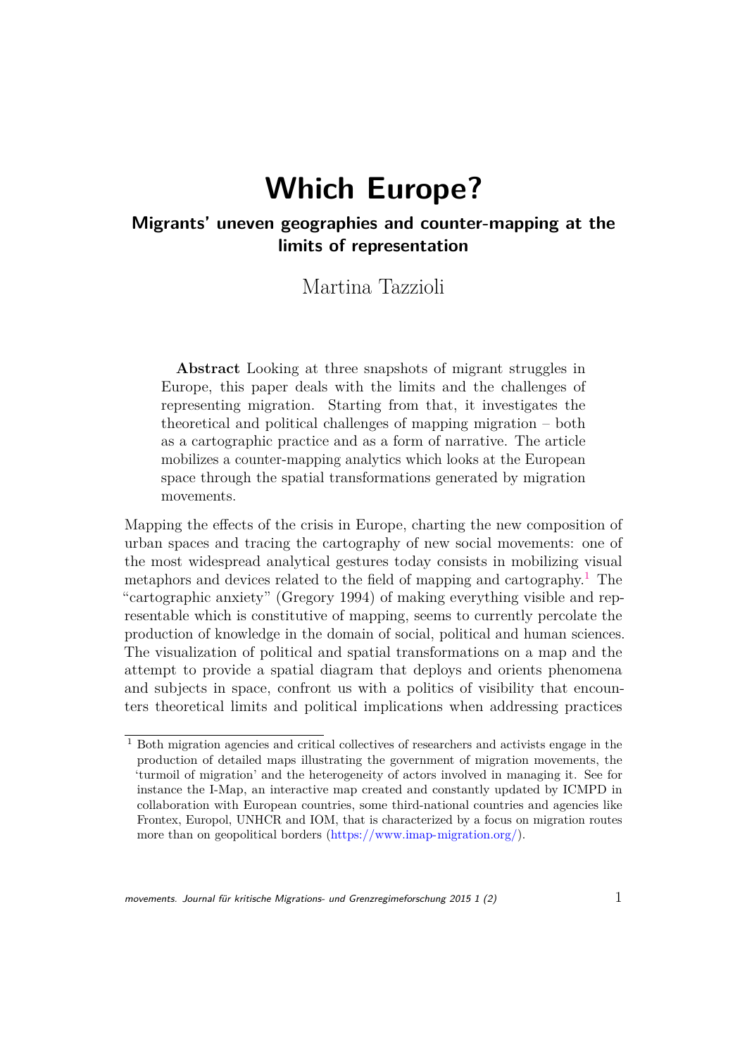# Which Europe?

## Migrants' uneven geographies and counter-mapping at the limits of representation

Martina Tazzioli

**Abstract** Looking at three snapshots of migrant struggles in Europe, this paper deals with the limits and the challenges of representing migration. Starting from that, it investigates the theoretical and political challenges of mapping migration – both as a cartographic practice and as a form of narrative. The article mobilizes a counter-mapping analytics which looks at the European space through the spatial transformations generated by migration movements.

Mapping the effects of the crisis in Europe, charting the new composition of urban spaces and tracing the cartography of new social movements: one of the most widespread analytical gestures today consists in mobilizing visual metaphors and devices related to the field of mapping and cartography.[1] The "cartographic anxiety" (Gregory 1994) of making everything visible and representable which is constitutive of mapping, seems to currently percolate the production of knowledge in the domain of social, political and human sciences. The visualization of political and spatial transformations on a map and the attempt to provide a spatial diagram that deploys and orients phenomena and subjects in space, confront us with a politics of visibility that encounters theoretical limits and political implications when addressing practices

[1] Both migration agencies and critical collectives of researchers and activists engage in the production of detailed maps illustrating the government of migration movements, the 'turmoil of migration' and the heterogeneity of actors involved in managing it. See for instance the I-Map, an interactive map created and constantly updated by ICMPD in collaboration with European countries, some third-national countries and agencies like Frontex, Europol, UNHCR and IOM, that is characterized by a focus on migration routes more than on geopolitical borders (https://www.imap-migration.org/).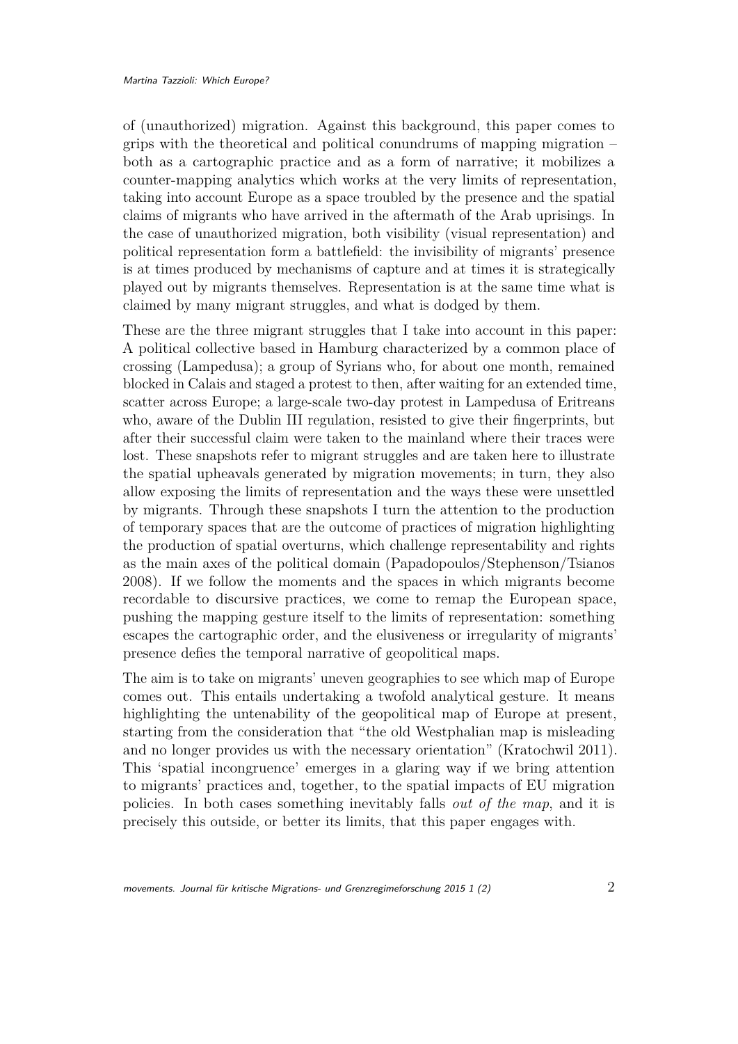of (unauthorized) migration. Against this background, this paper comes to grips with the theoretical and political conundrums of mapping migration – both as a cartographic practice and as a form of narrative; it mobilizes a counter-mapping analytics which works at the very limits of representation, taking into account Europe as a space troubled by the presence and the spatial claims of migrants who have arrived in the aftermath of the Arab uprisings. In the case of unauthorized migration, both visibility (visual representation) and political representation form a battlefield: the invisibility of migrants' presence is at times produced by mechanisms of capture and at times it is strategically played out by migrants themselves. Representation is at the same time what is claimed by many migrant struggles, and what is dodged by them.

These are the three migrant struggles that I take into account in this paper: A political collective based in Hamburg characterized by a common place of crossing (Lampedusa); a group of Syrians who, for about one month, remained blocked in Calais and staged a protest to then, after waiting for an extended time, scatter across Europe; a large-scale two-day protest in Lampedusa of Eritreans who, aware of the Dublin III regulation, resisted to give their fingerprints, but after their successful claim were taken to the mainland where their traces were lost. These snapshots refer to migrant struggles and are taken here to illustrate the spatial upheavals generated by migration movements; in turn, they also allow exposing the limits of representation and the ways these were unsettled by migrants. Through these snapshots I turn the attention to the production of temporary spaces that are the outcome of practices of migration highlighting the production of spatial overturns, which challenge representability and rights as the main axes of the political domain (Papadopoulos/Stephenson/Tsianos 2008). If we follow the moments and the spaces in which migrants become recordable to discursive practices, we come to remap the European space, pushing the mapping gesture itself to the limits of representation: something escapes the cartographic order, and the elusiveness or irregularity of migrants' presence defies the temporal narrative of geopolitical maps.

The aim is to take on migrants' uneven geographies to see which map of Europe comes out. This entails undertaking a twofold analytical gesture. It means highlighting the untenability of the geopolitical map of Europe at present, starting from the consideration that "the old Westphalian map is misleading and no longer provides us with the necessary orientation" (Kratochwil 2011). This 'spatial incongruence' emerges in a glaring way if we bring attention to migrants' practices and, together, to the spatial impacts of EU migration policies. In both cases something inevitably falls *out of the map*, and it is precisely this outside, or better its limits, that this paper engages with.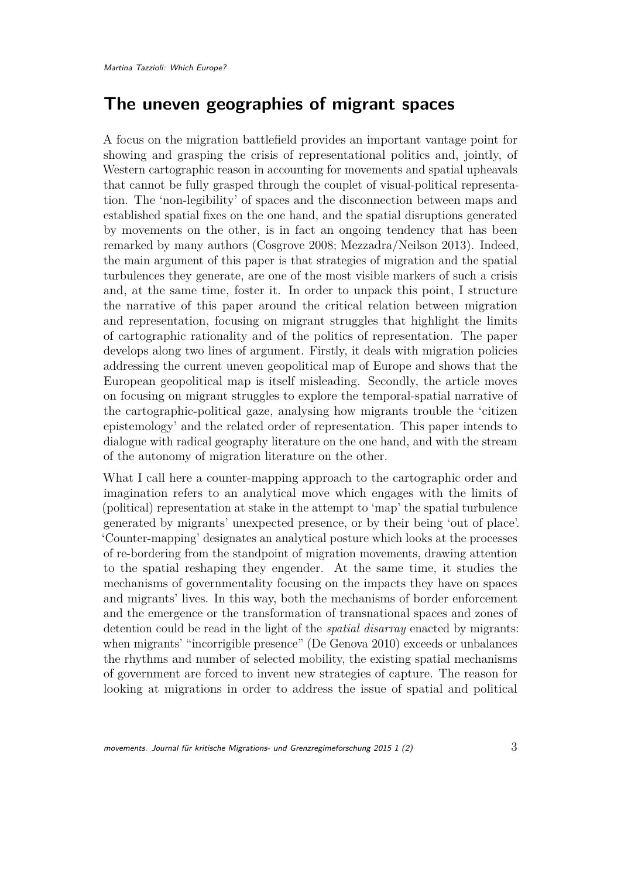## The uneven geographies of migrant spaces

A focus on the migration battlefield provides an important vantage point for showing and grasping the crisis of representational politics and, jointly, of Western cartographic reason in accounting for movements and spatial upheavals that cannot be fully grasped through the couplet of visual-political representation. The 'non-legibility' of spaces and the disconnection between maps and established spatial fixes on the one hand, and the spatial disruptions generated by movements on the other, is in fact an ongoing tendency that has been remarked by many authors (Cosgrove 2008; Mezzadra/Neilson 2013). Indeed, the main argument of this paper is that strategies of migration and the spatial turbulences they generate, are one of the most visible markers of such a crisis and, at the same time, foster it. In order to unpack this point, I structure the narrative of this paper around the critical relation between migration and representation, focusing on migrant struggles that highlight the limits of cartographic rationality and of the politics of representation. The paper develops along two lines of argument. Firstly, it deals with migration policies addressing the current uneven geopolitical map of Europe and shows that the European geopolitical map is itself misleading. Secondly, the article moves on focusing on migrant struggles to explore the temporal-spatial narrative of the cartographic-political gaze, analysing how migrants trouble the 'citizen epistemology' and the related order of representation. This paper intends to dialogue with radical geography literature on the one hand, and with the stream of the autonomy of migration literature on the other.

What I call here a counter-mapping approach to the cartographic order and imagination refers to an analytical move which engages with the limits of (political) representation at stake in the attempt to 'map' the spatial turbulence generated by migrants' unexpected presence, or by their being 'out of place'. 'Counter-mapping' designates an analytical posture which looks at the processes of re-bordering from the standpoint of migration movements, drawing attention to the spatial reshaping they engender. At the same time, it studies the mechanisms of governmentality focusing on the impacts they have on spaces and migrants' lives. In this way, both the mechanisms of border enforcement and the emergence or the transformation of transnational spaces and zones of detention could be read in the light of the *spatial disarray* enacted by migrants: when migrants' "incorrigible presence" (De Genova 2010) exceeds or unbalances the rhythms and number of selected mobility, the existing spatial mechanisms of government are forced to invent new strategies of capture. The reason for looking at migrations in order to address the issue of spatial and political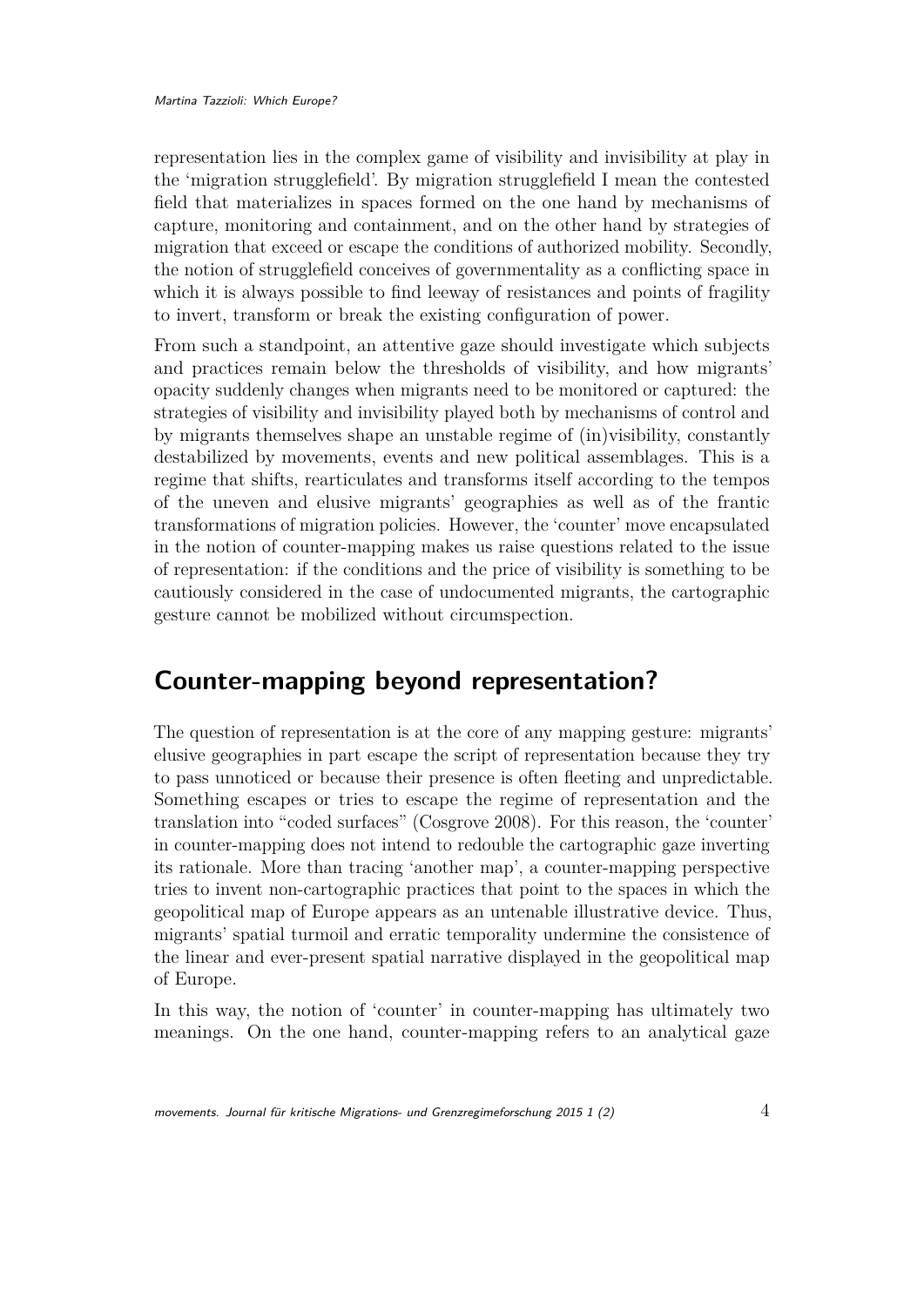representation lies in the complex game of visibility and invisibility at play in the 'migration strugglefield'. By migration strugglefield I mean the contested field that materializes in spaces formed on the one hand by mechanisms of capture, monitoring and containment, and on the other hand by strategies of migration that exceed or escape the conditions of authorized mobility. Secondly, the notion of strugglefield conceives of governmentality as a conflicting space in which it is always possible to find leeway of resistances and points of fragility to invert, transform or break the existing configuration of power.

From such a standpoint, an attentive gaze should investigate which subjects and practices remain below the thresholds of visibility, and how migrants' opacity suddenly changes when migrants need to be monitored or captured: the strategies of visibility and invisibility played both by mechanisms of control and by migrants themselves shape an unstable regime of (in)visibility, constantly destabilized by movements, events and new political assemblages. This is a regime that shifts, rearticulates and transforms itself according to the tempos of the uneven and elusive migrants' geographies as well as of the frantic transformations of migration policies. However, the 'counter' move encapsulated in the notion of counter-mapping makes us raise questions related to the issue of representation: if the conditions and the price of visibility is something to be cautiously considered in the case of undocumented migrants, the cartographic gesture cannot be mobilized without circumspection.

## Counter-mapping beyond representation?

The question of representation is at the core of any mapping gesture: migrants' elusive geographies in part escape the script of representation because they try to pass unnoticed or because their presence is often fleeting and unpredictable. Something escapes or tries to escape the regime of representation and the translation into "coded surfaces" (Cosgrove 2008). For this reason, the 'counter' in counter-mapping does not intend to redouble the cartographic gaze inverting its rationale. More than tracing 'another map', a counter-mapping perspective tries to invent non-cartographic practices that point to the spaces in which the geopolitical map of Europe appears as an untenable illustrative device. Thus, migrants' spatial turmoil and erratic temporality undermine the consistence of the linear and ever-present spatial narrative displayed in the geopolitical map of Europe.

In this way, the notion of 'counter' in counter-mapping has ultimately two meanings. On the one hand, counter-mapping refers to an analytical gaze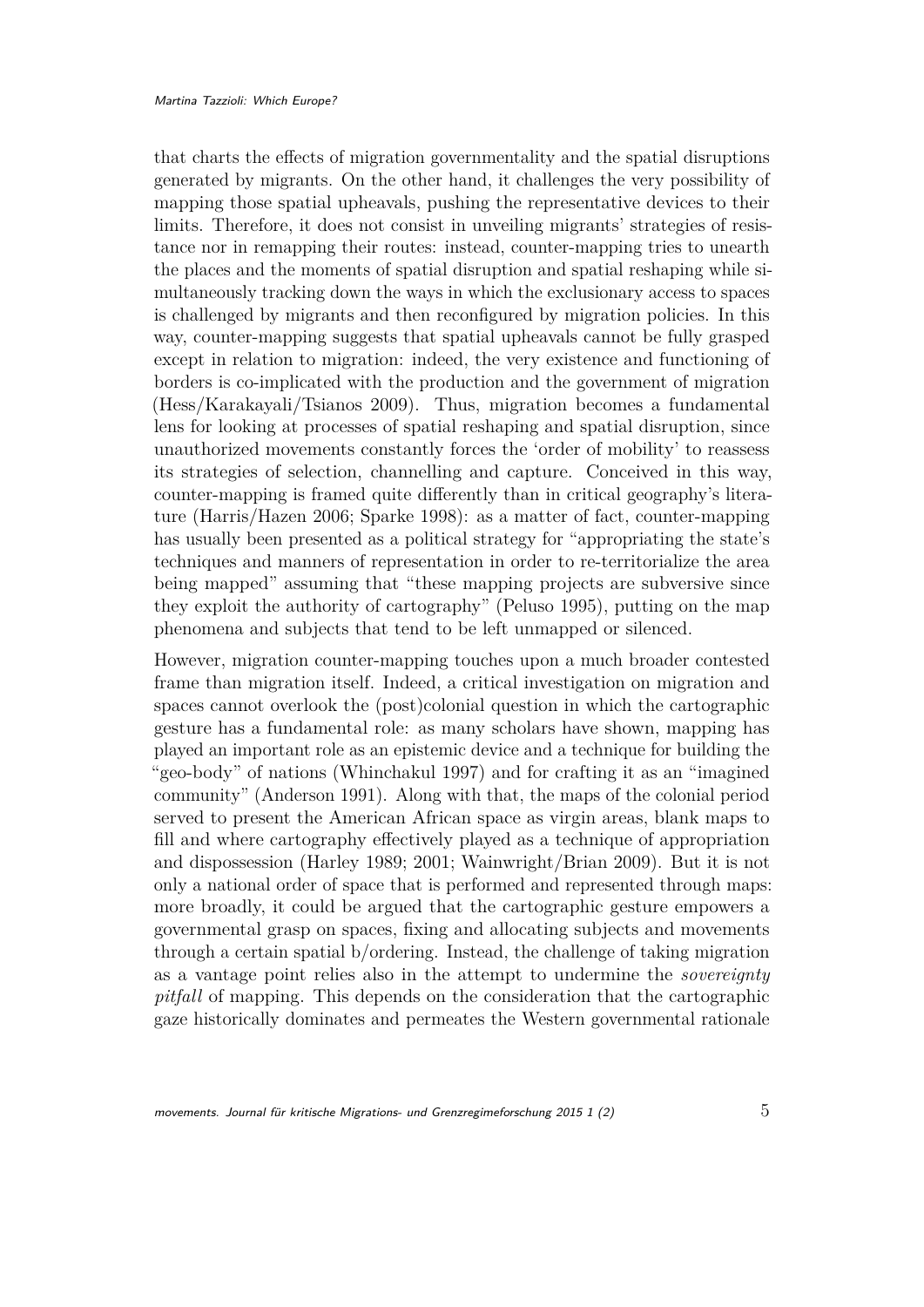that charts the effects of migration governmentality and the spatial disruptions generated by migrants. On the other hand, it challenges the very possibility of mapping those spatial upheavals, pushing the representative devices to their limits. Therefore, it does not consist in unveiling migrants' strategies of resistance nor in remapping their routes: instead, counter-mapping tries to unearth the places and the moments of spatial disruption and spatial reshaping while simultaneously tracking down the ways in which the exclusionary access to spaces is challenged by migrants and then reconfigured by migration policies. In this way, counter-mapping suggests that spatial upheavals cannot be fully grasped except in relation to migration: indeed, the very existence and functioning of borders is co-implicated with the production and the government of migration (Hess/Karakayali/Tsianos 2009). Thus, migration becomes a fundamental lens for looking at processes of spatial reshaping and spatial disruption, since unauthorized movements constantly forces the 'order of mobility' to reassess its strategies of selection, channelling and capture. Conceived in this way, counter-mapping is framed quite differently than in critical geography's literature (Harris/Hazen 2006; Sparke 1998): as a matter of fact, counter-mapping has usually been presented as a political strategy for "appropriating the state's techniques and manners of representation in order to re-territorialize the area being mapped" assuming that "these mapping projects are subversive since they exploit the authority of cartography" (Peluso 1995), putting on the map phenomena and subjects that tend to be left unmapped or silenced.

However, migration counter-mapping touches upon a much broader contested frame than migration itself. Indeed, a critical investigation on migration and spaces cannot overlook the (post)colonial question in which the cartographic gesture has a fundamental role: as many scholars have shown, mapping has played an important role as an epistemic device and a technique for building the "geo-body" of nations (Whinchakul 1997) and for crafting it as an "imagined community" (Anderson 1991). Along with that, the maps of the colonial period served to present the American African space as virgin areas, blank maps to fill and where cartography effectively played as a technique of appropriation and dispossession (Harley 1989; 2001; Wainwright/Brian 2009). But it is not only a national order of space that is performed and represented through maps: more broadly, it could be argued that the cartographic gesture empowers a governmental grasp on spaces, fixing and allocating subjects and movements through a certain spatial b/ordering. Instead, the challenge of taking migration as a vantage point relies also in the attempt to undermine the *sovereignty pitfall* of mapping. This depends on the consideration that the cartographic gaze historically dominates and permeates the Western governmental rationale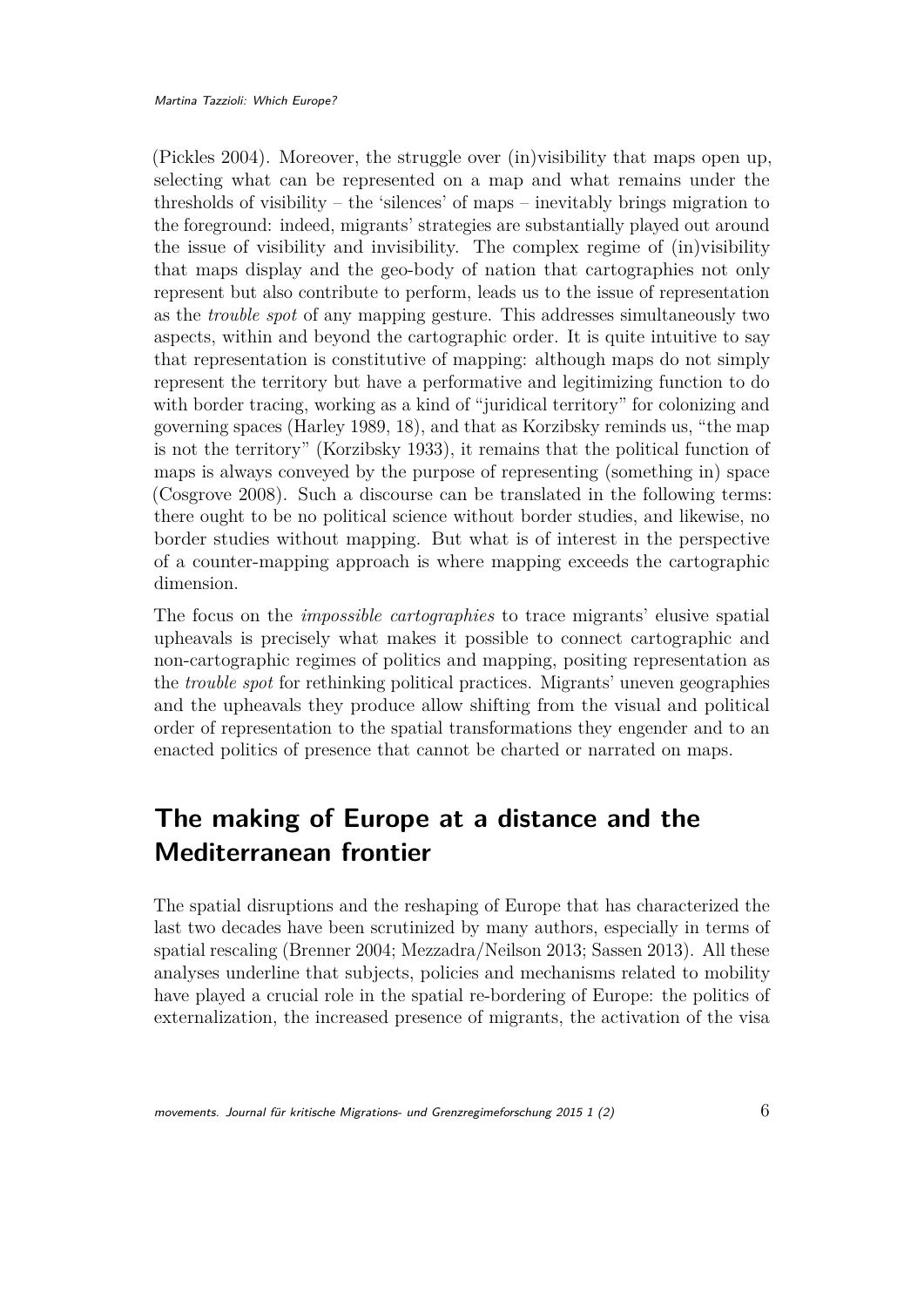(Pickles 2004). Moreover, the struggle over (in)visibility that maps open up, selecting what can be represented on a map and what remains under the thresholds of visibility – the 'silences' of maps – inevitably brings migration to the foreground: indeed, migrants' strategies are substantially played out around the issue of visibility and invisibility. The complex regime of (in)visibility that maps display and the geo-body of nation that cartographies not only represent but also contribute to perform, leads us to the issue of representation as the *trouble spot* of any mapping gesture. This addresses simultaneously two aspects, within and beyond the cartographic order. It is quite intuitive to say that representation is constitutive of mapping: although maps do not simply represent the territory but have a performative and legitimizing function to do with border tracing, working as a kind of "juridical territory" for colonizing and governing spaces (Harley 1989, 18), and that as Korzibsky reminds us, "the map is not the territory" (Korzibsky 1933), it remains that the political function of maps is always conveyed by the purpose of representing (something in) space (Cosgrove 2008). Such a discourse can be translated in the following terms: there ought to be no political science without border studies, and likewise, no border studies without mapping. But what is of interest in the perspective of a counter-mapping approach is where mapping exceeds the cartographic dimension.

The focus on the *impossible cartographies* to trace migrants' elusive spatial upheavals is precisely what makes it possible to connect cartographic and non-cartographic regimes of politics and mapping, positing representation as the *trouble spot* for rethinking political practices. Migrants' uneven geographies and the upheavals they produce allow shifting from the visual and political order of representation to the spatial transformations they engender and to an enacted politics of presence that cannot be charted or narrated on maps.

## The making of Europe at a distance and the Mediterranean frontier

The spatial disruptions and the reshaping of Europe that has characterized the last two decades have been scrutinized by many authors, especially in terms of spatial rescaling (Brenner 2004; Mezzadra/Neilson 2013; Sassen 2013). All these analyses underline that subjects, policies and mechanisms related to mobility have played a crucial role in the spatial re-bordering of Europe: the politics of externalization, the increased presence of migrants, the activation of the visa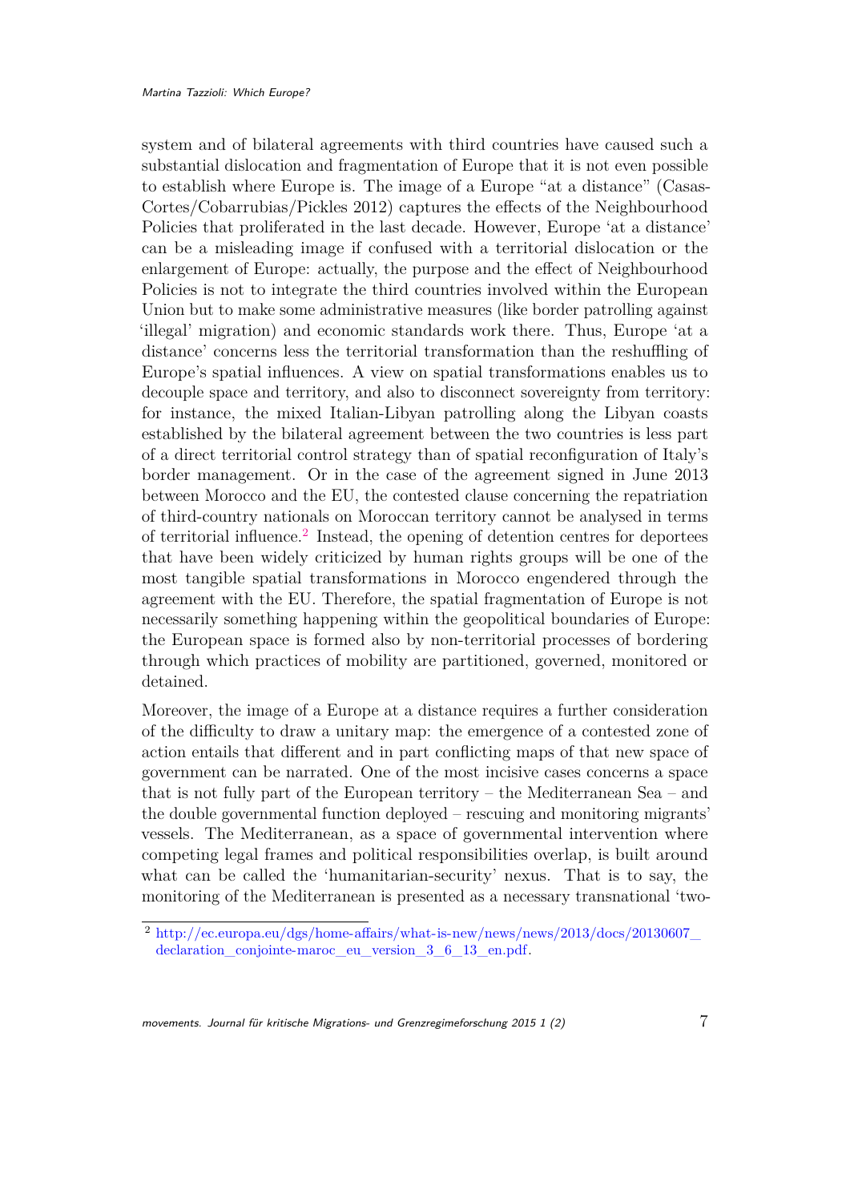system and of bilateral agreements with third countries have caused such a substantial dislocation and fragmentation of Europe that it is not even possible to establish where Europe is. The image of a Europe "at a distance" (Casas-Cortes/Cobarrubias/Pickles 2012) captures the effects of the Neighbourhood Policies that proliferated in the last decade. However, Europe 'at a distance' can be a misleading image if confused with a territorial dislocation or the enlargement of Europe: actually, the purpose and the effect of Neighbourhood Policies is not to integrate the third countries involved within the European Union but to make some administrative measures (like border patrolling against 'illegal' migration) and economic standards work there. Thus, Europe 'at a distance' concerns less the territorial transformation than the reshuffling of Europe's spatial influences. A view on spatial transformations enables us to decouple space and territory, and also to disconnect sovereignty from territory: for instance, the mixed Italian-Libyan patrolling along the Libyan coasts established by the bilateral agreement between the two countries is less part of a direct territorial control strategy than of spatial reconfiguration of Italy's border management. Or in the case of the agreement signed in June 2013 between Morocco and the EU, the contested clause concerning the repatriation of third-country nationals on Moroccan territory cannot be analysed in terms of territorial influence.[2] Instead, the opening of detention centres for deportees that have been widely criticized by human rights groups will be one of the most tangible spatial transformations in Morocco engendered through the agreement with the EU. Therefore, the spatial fragmentation of Europe is not necessarily something happening within the geopolitical boundaries of Europe: the European space is formed also by non-territorial processes of bordering through which practices of mobility are partitioned, governed, monitored or detained.

Moreover, the image of a Europe at a distance requires a further consideration of the difficulty to draw a unitary map: the emergence of a contested zone of action entails that different and in part conflicting maps of that new space of government can be narrated. One of the most incisive cases concerns a space that is not fully part of the European territory – the Mediterranean Sea – and the double governmental function deployed – rescuing and monitoring migrants' vessels. The Mediterranean, as a space of governmental intervention where competing legal frames and political responsibilities overlap, is built around what can be called the 'humanitarian-security' nexus. That is to say, the monitoring of the Mediterranean is presented as a necessary transnational 'two-

[2] http://ec.europa.eu/dgs/home-affairs/what-is-new/news/news/2013/docs/20130607_declaration_conjointe-maroc_eu_version_3_6_13_en.pdf.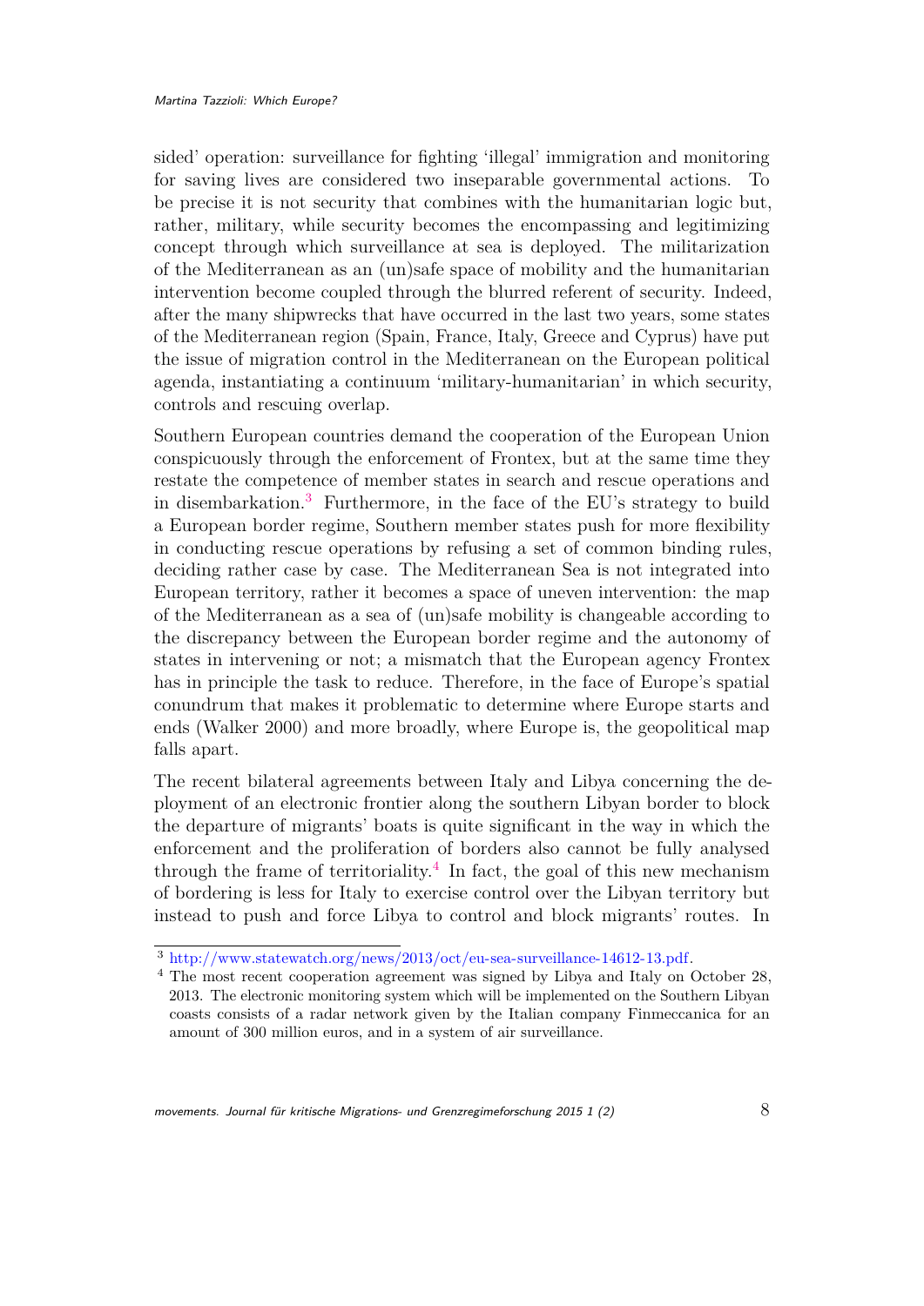sided' operation: surveillance for fighting 'illegal' immigration and monitoring for saving lives are considered two inseparable governmental actions. To be precise it is not security that combines with the humanitarian logic but, rather, military, while security becomes the encompassing and legitimizing concept through which surveillance at sea is deployed. The militarization of the Mediterranean as an (un)safe space of mobility and the humanitarian intervention become coupled through the blurred referent of security. Indeed, after the many shipwrecks that have occurred in the last two years, some states of the Mediterranean region (Spain, France, Italy, Greece and Cyprus) have put the issue of migration control in the Mediterranean on the European political agenda, instantiating a continuum 'military-humanitarian' in which security, controls and rescuing overlap.

Southern European countries demand the cooperation of the European Union conspicuously through the enforcement of Frontex, but at the same time they restate the competence of member states in search and rescue operations and in disembarkation.[3] Furthermore, in the face of the EU's strategy to build a European border regime, Southern member states push for more flexibility in conducting rescue operations by refusing a set of common binding rules, deciding rather case by case. The Mediterranean Sea is not integrated into European territory, rather it becomes a space of uneven intervention: the map of the Mediterranean as a sea of (un)safe mobility is changeable according to the discrepancy between the European border regime and the autonomy of states in intervening or not; a mismatch that the European agency Frontex has in principle the task to reduce. Therefore, in the face of Europe's spatial conundrum that makes it problematic to determine where Europe starts and ends (Walker 2000) and more broadly, where Europe is, the geopolitical map falls apart.

The recent bilateral agreements between Italy and Libya concerning the deployment of an electronic frontier along the southern Libyan border to block the departure of migrants' boats is quite significant in the way in which the enforcement and the proliferation of borders also cannot be fully analysed through the frame of territoriality.[4] In fact, the goal of this new mechanism of bordering is less for Italy to exercise control over the Libyan territory but instead to push and force Libya to control and block migrants' routes. In

---

[3] http://www.statewatch.org/news/2013/oct/eu-sea-surveillance-14612-13.pdf.

[4] The most recent cooperation agreement was signed by Libya and Italy on October 28, 2013. The electronic monitoring system which will be implemented on the Southern Libyan coasts consists of a radar network given by the Italian company Finmeccanica for an amount of 300 million euros, and in a system of air surveillance.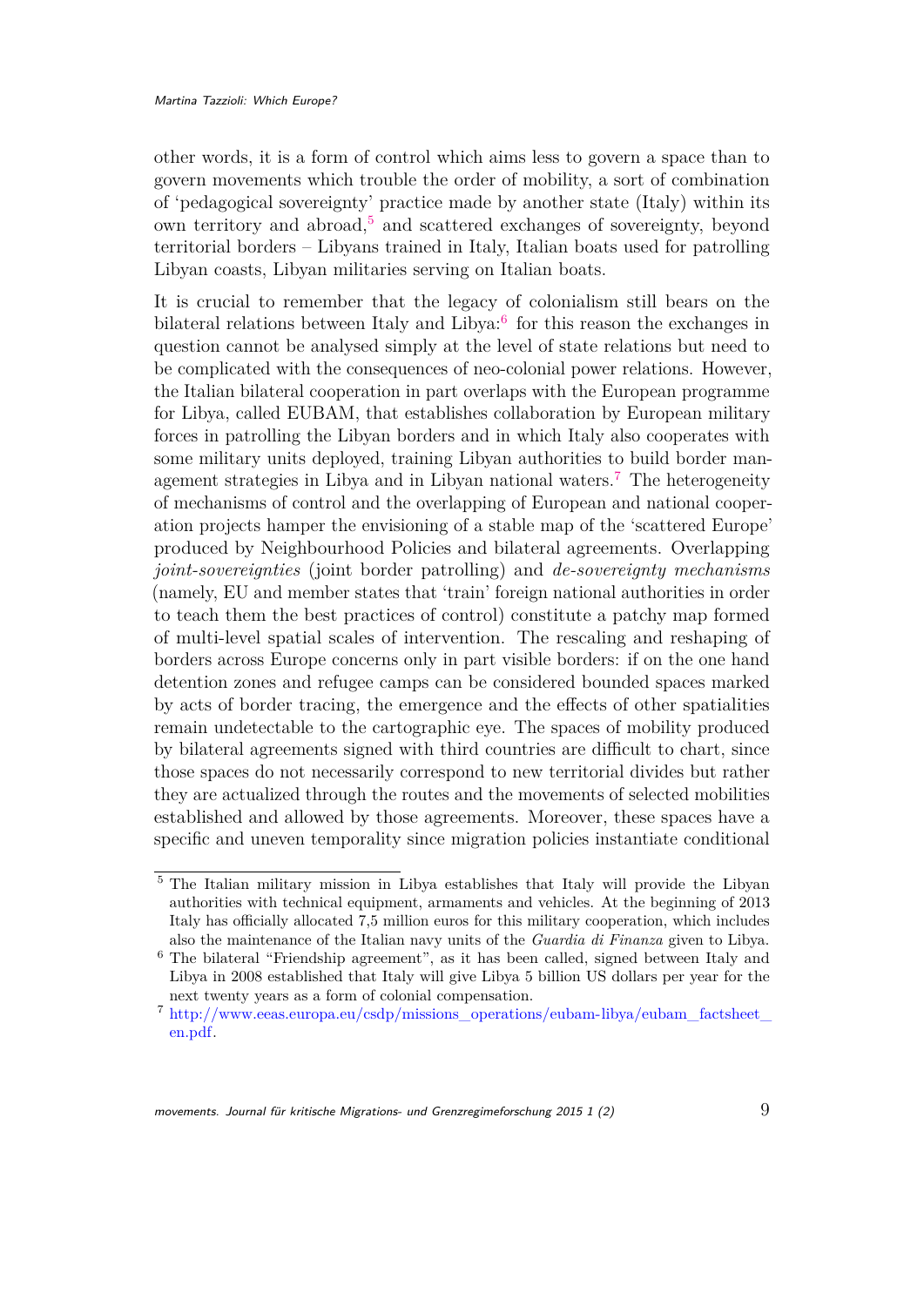other words, it is a form of control which aims less to govern a space than to govern movements which trouble the order of mobility, a sort of combination of 'pedagogical sovereignty' practice made by another state (Italy) within its own territory and abroad,[5] and scattered exchanges of sovereignty, beyond territorial borders – Libyans trained in Italy, Italian boats used for patrolling Libyan coasts, Libyan militaries serving on Italian boats.

It is crucial to remember that the legacy of colonialism still bears on the bilateral relations between Italy and Libya:[6] for this reason the exchanges in question cannot be analysed simply at the level of state relations but need to be complicated with the consequences of neo-colonial power relations. However, the Italian bilateral cooperation in part overlaps with the European programme for Libya, called EUBAM, that establishes collaboration by European military forces in patrolling the Libyan borders and in which Italy also cooperates with some military units deployed, training Libyan authorities to build border management strategies in Libya and in Libyan national waters.[7] The heterogeneity of mechanisms of control and the overlapping of European and national cooperation projects hamper the envisioning of a stable map of the 'scattered Europe' produced by Neighbourhood Policies and bilateral agreements. Overlapping *joint-sovereignties* (joint border patrolling) and *de-sovereignty mechanisms* (namely, EU and member states that 'train' foreign national authorities in order to teach them the best practices of control) constitute a patchy map formed of multi-level spatial scales of intervention. The rescaling and reshaping of borders across Europe concerns only in part visible borders: if on the one hand detention zones and refugee camps can be considered bounded spaces marked by acts of border tracing, the emergence and the effects of other spatialities remain undetectable to the cartographic eye. The spaces of mobility produced by bilateral agreements signed with third countries are difficult to chart, since those spaces do not necessarily correspond to new territorial divides but rather they are actualized through the routes and the movements of selected mobilities established and allowed by those agreements. Moreover, these spaces have a specific and uneven temporality since migration policies instantiate conditional

---

[5] The Italian military mission in Libya establishes that Italy will provide the Libyan authorities with technical equipment, armaments and vehicles. At the beginning of 2013 Italy has officially allocated 7,5 million euros for this military cooperation, which includes also the maintenance of the Italian navy units of the *Guardia di Finanza* given to Libya.

[6] The bilateral "Friendship agreement", as it has been called, signed between Italy and Libya in 2008 established that Italy will give Libya 5 billion US dollars per year for the next twenty years as a form of colonial compensation.

[7] http://www.eeas.europa.eu/csdp/missions_operations/eubam-libya/eubam_factsheet_en.pdf.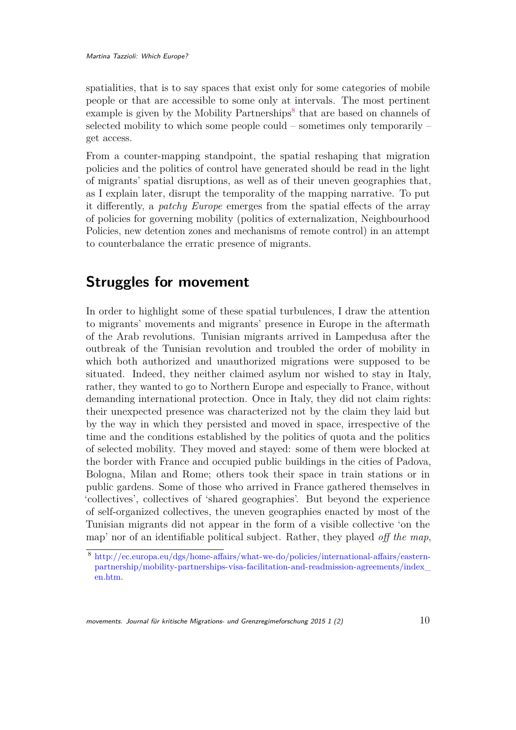spatialities, that is to say spaces that exist only for some categories of mobile people or that are accessible to some only at intervals. The most pertinent example is given by the Mobility Partnerships[8] that are based on channels of selected mobility to which some people could – sometimes only temporarily – get access.

From a counter-mapping standpoint, the spatial reshaping that migration policies and the politics of control have generated should be read in the light of migrants' spatial disruptions, as well as of their uneven geographies that, as I explain later, disrupt the temporality of the mapping narrative. To put it differently, a *patchy Europe* emerges from the spatial effects of the array of policies for governing mobility (politics of externalization, Neighbourhood Policies, new detention zones and mechanisms of remote control) in an attempt to counterbalance the erratic presence of migrants.

## Struggles for movement

In order to highlight some of these spatial turbulences, I draw the attention to migrants' movements and migrants' presence in Europe in the aftermath of the Arab revolutions. Tunisian migrants arrived in Lampedusa after the outbreak of the Tunisian revolution and troubled the order of mobility in which both authorized and unauthorized migrations were supposed to be situated. Indeed, they neither claimed asylum nor wished to stay in Italy, rather, they wanted to go to Northern Europe and especially to France, without demanding international protection. Once in Italy, they did not claim rights: their unexpected presence was characterized not by the claim they laid but by the way in which they persisted and moved in space, irrespective of the time and the conditions established by the politics of quota and the politics of selected mobility. They moved and stayed: some of them were blocked at the border with France and occupied public buildings in the cities of Padova, Bologna, Milan and Rome; others took their space in train stations or in public gardens. Some of those who arrived in France gathered themselves in 'collectives', collectives of 'shared geographies'. But beyond the experience of self-organized collectives, the uneven geographies enacted by most of the Tunisian migrants did not appear in the form of a visible collective 'on the map' nor of an identifiable political subject. Rather, they played *off the map*,

[8] http://ec.europa.eu/dgs/home-affairs/what-we-do/policies/international-affairs/eastern-partnership/mobility-partnerships-visa-facilitation-and-readmission-agreements/index_en.htm.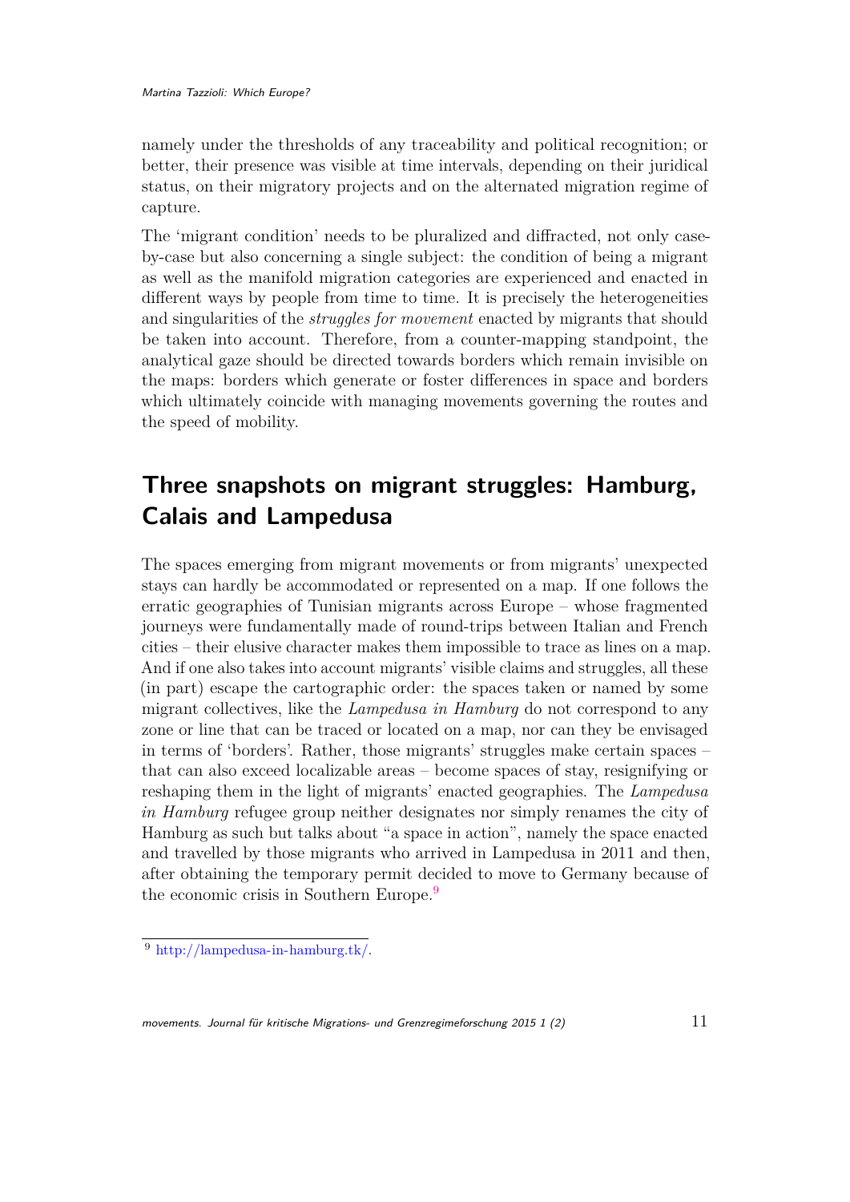namely under the thresholds of any traceability and political recognition; or better, their presence was visible at time intervals, depending on their juridical status, on their migratory projects and on the alternated migration regime of capture.

The 'migrant condition' needs to be pluralized and diffracted, not only case-by-case but also concerning a single subject: the condition of being a migrant as well as the manifold migration categories are experienced and enacted in different ways by people from time to time. It is precisely the heterogeneities and singularities of the *struggles for movement* enacted by migrants that should be taken into account. Therefore, from a counter-mapping standpoint, the analytical gaze should be directed towards borders which remain invisible on the maps: borders which generate or foster differences in space and borders which ultimately coincide with managing movements governing the routes and the speed of mobility.

## Three snapshots on migrant struggles: Hamburg, Calais and Lampedusa

The spaces emerging from migrant movements or from migrants' unexpected stays can hardly be accommodated or represented on a map. If one follows the erratic geographies of Tunisian migrants across Europe – whose fragmented journeys were fundamentally made of round-trips between Italian and French cities – their elusive character makes them impossible to trace as lines on a map. And if one also takes into account migrants' visible claims and struggles, all these (in part) escape the cartographic order: the spaces taken or named by some migrant collectives, like the *Lampedusa in Hamburg* do not correspond to any zone or line that can be traced or located on a map, nor can they be envisaged in terms of 'borders'. Rather, those migrants' struggles make certain spaces – that can also exceed localizable areas – become spaces of stay, resignifying or reshaping them in the light of migrants' enacted geographies. The *Lampedusa in Hamburg* refugee group neither designates nor simply renames the city of Hamburg as such but talks about "a space in action", namely the space enacted and travelled by those migrants who arrived in Lampedusa in 2011 and then, after obtaining the temporary permit decided to move to Germany because of the economic crisis in Southern Europe.[9]

[9] http://lampedusa-in-hamburg.tk/.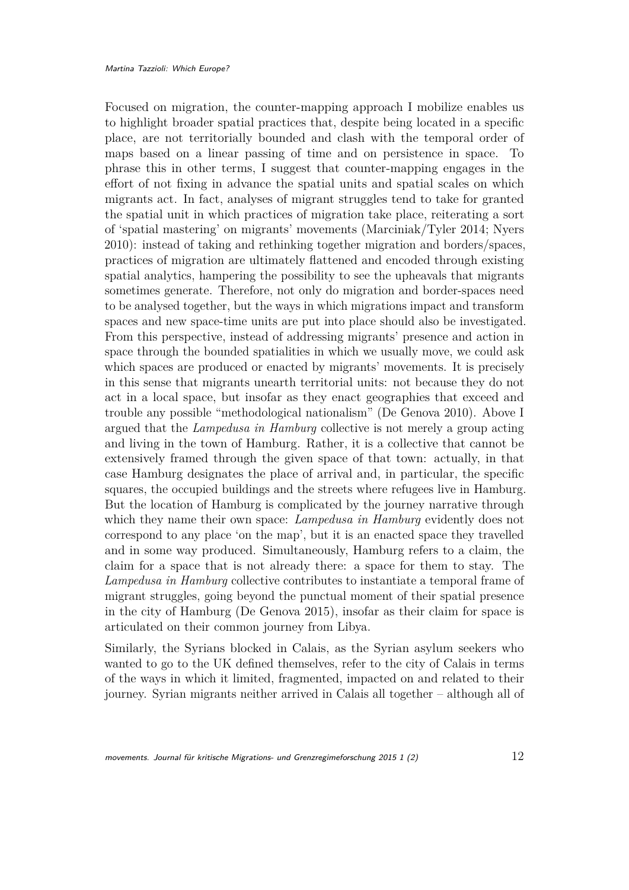Focused on migration, the counter-mapping approach I mobilize enables us to highlight broader spatial practices that, despite being located in a specific place, are not territorially bounded and clash with the temporal order of maps based on a linear passing of time and on persistence in space. To phrase this in other terms, I suggest that counter-mapping engages in the effort of not fixing in advance the spatial units and spatial scales on which migrants act. In fact, analyses of migrant struggles tend to take for granted the spatial unit in which practices of migration take place, reiterating a sort of 'spatial mastering' on migrants' movements (Marciniak/Tyler 2014; Nyers 2010): instead of taking and rethinking together migration and borders/spaces, practices of migration are ultimately flattened and encoded through existing spatial analytics, hampering the possibility to see the upheavals that migrants sometimes generate. Therefore, not only do migration and border-spaces need to be analysed together, but the ways in which migrations impact and transform spaces and new space-time units are put into place should also be investigated. From this perspective, instead of addressing migrants' presence and action in space through the bounded spatialities in which we usually move, we could ask which spaces are produced or enacted by migrants' movements. It is precisely in this sense that migrants unearth territorial units: not because they do not act in a local space, but insofar as they enact geographies that exceed and trouble any possible "methodological nationalism" (De Genova 2010). Above I argued that the *Lampedusa in Hamburg* collective is not merely a group acting and living in the town of Hamburg. Rather, it is a collective that cannot be extensively framed through the given space of that town: actually, in that case Hamburg designates the place of arrival and, in particular, the specific squares, the occupied buildings and the streets where refugees live in Hamburg. But the location of Hamburg is complicated by the journey narrative through which they name their own space: *Lampedusa in Hamburg* evidently does not correspond to any place 'on the map', but it is an enacted space they travelled and in some way produced. Simultaneously, Hamburg refers to a claim, the claim for a space that is not already there: a space for them to stay. The *Lampedusa in Hamburg* collective contributes to instantiate a temporal frame of migrant struggles, going beyond the punctual moment of their spatial presence in the city of Hamburg (De Genova 2015), insofar as their claim for space is articulated on their common journey from Libya.

Similarly, the Syrians blocked in Calais, as the Syrian asylum seekers who wanted to go to the UK defined themselves, refer to the city of Calais in terms of the ways in which it limited, fragmented, impacted on and related to their journey. Syrian migrants neither arrived in Calais all together – although all of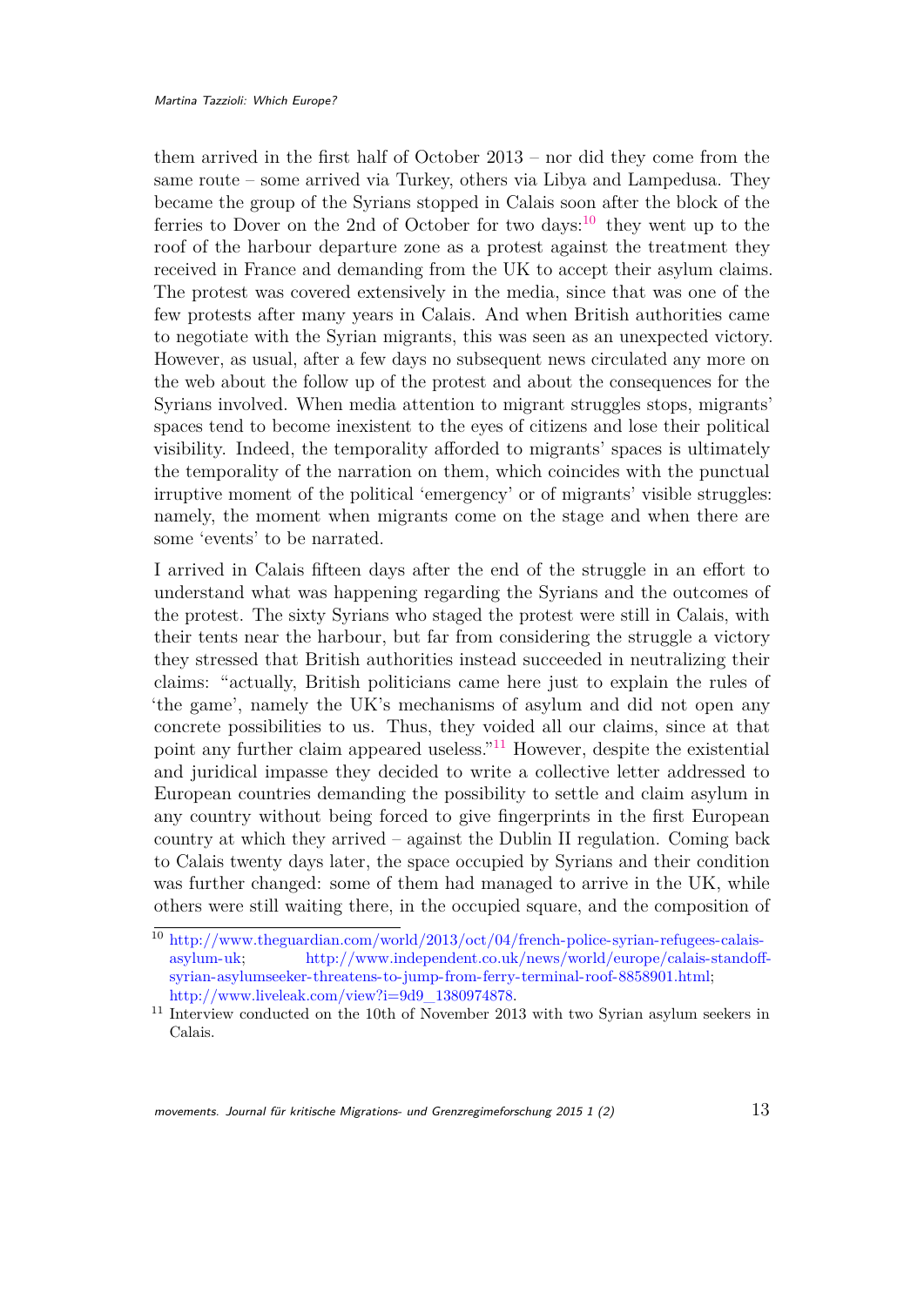them arrived in the first half of October 2013 – nor did they come from the same route – some arrived via Turkey, others via Libya and Lampedusa. They became the group of the Syrians stopped in Calais soon after the block of the ferries to Dover on the 2nd of October for two days:[10] they went up to the roof of the harbour departure zone as a protest against the treatment they received in France and demanding from the UK to accept their asylum claims. The protest was covered extensively in the media, since that was one of the few protests after many years in Calais. And when British authorities came to negotiate with the Syrian migrants, this was seen as an unexpected victory. However, as usual, after a few days no subsequent news circulated any more on the web about the follow up of the protest and about the consequences for the Syrians involved. When media attention to migrant struggles stops, migrants' spaces tend to become inexistent to the eyes of citizens and lose their political visibility. Indeed, the temporality afforded to migrants' spaces is ultimately the temporality of the narration on them, which coincides with the punctual irruptive moment of the political 'emergency' or of migrants' visible struggles: namely, the moment when migrants come on the stage and when there are some 'events' to be narrated.

I arrived in Calais fifteen days after the end of the struggle in an effort to understand what was happening regarding the Syrians and the outcomes of the protest. The sixty Syrians who staged the protest were still in Calais, with their tents near the harbour, but far from considering the struggle a victory they stressed that British authorities instead succeeded in neutralizing their claims: "actually, British politicians came here just to explain the rules of 'the game', namely the UK's mechanisms of asylum and did not open any concrete possibilities to us. Thus, they voided all our claims, since at that point any further claim appeared useless."[11] However, despite the existential and juridical impasse they decided to write a collective letter addressed to European countries demanding the possibility to settle and claim asylum in any country without being forced to give fingerprints in the first European country at which they arrived – against the Dublin II regulation. Coming back to Calais twenty days later, the space occupied by Syrians and their condition was further changed: some of them had managed to arrive in the UK, while others were still waiting there, in the occupied square, and the composition of

---

[10] http://www.theguardian.com/world/2013/oct/04/french-police-syrian-refugees-calais-asylum-uk; http://www.independent.co.uk/news/world/europe/calais-standoff-syrian-asylumseeker-threatens-to-jump-from-ferry-terminal-roof-8858901.html; http://www.liveleak.com/view?i=9d9_1380974878.

[11] Interview conducted on the 10th of November 2013 with two Syrian asylum seekers in Calais.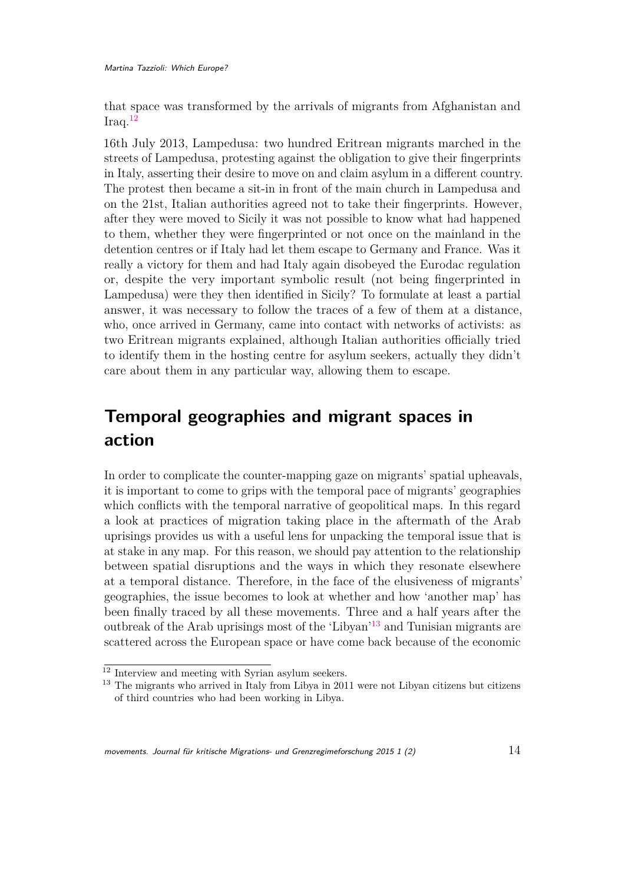that space was transformed by the arrivals of migrants from Afghanistan and Iraq.[12]

16th July 2013, Lampedusa: two hundred Eritrean migrants marched in the streets of Lampedusa, protesting against the obligation to give their fingerprints in Italy, asserting their desire to move on and claim asylum in a different country. The protest then became a sit-in in front of the main church in Lampedusa and on the 21st, Italian authorities agreed not to take their fingerprints. However, after they were moved to Sicily it was not possible to know what had happened to them, whether they were fingerprinted or not once on the mainland in the detention centres or if Italy had let them escape to Germany and France. Was it really a victory for them and had Italy again disobeyed the Eurodac regulation or, despite the very important symbolic result (not being fingerprinted in Lampedusa) were they then identified in Sicily? To formulate at least a partial answer, it was necessary to follow the traces of a few of them at a distance, who, once arrived in Germany, came into contact with networks of activists: as two Eritrean migrants explained, although Italian authorities officially tried to identify them in the hosting centre for asylum seekers, actually they didn't care about them in any particular way, allowing them to escape.

## Temporal geographies and migrant spaces in action

In order to complicate the counter-mapping gaze on migrants' spatial upheavals, it is important to come to grips with the temporal pace of migrants' geographies which conflicts with the temporal narrative of geopolitical maps. In this regard a look at practices of migration taking place in the aftermath of the Arab uprisings provides us with a useful lens for unpacking the temporal issue that is at stake in any map. For this reason, we should pay attention to the relationship between spatial disruptions and the ways in which they resonate elsewhere at a temporal distance. Therefore, in the face of the elusiveness of migrants' geographies, the issue becomes to look at whether and how 'another map' has been finally traced by all these movements. Three and a half years after the outbreak of the Arab uprisings most of the 'Libyan'[13] and Tunisian migrants are scattered across the European space or have come back because of the economic

[12] Interview and meeting with Syrian asylum seekers.

[13] The migrants who arrived in Italy from Libya in 2011 were not Libyan citizens but citizens of third countries who had been working in Libya.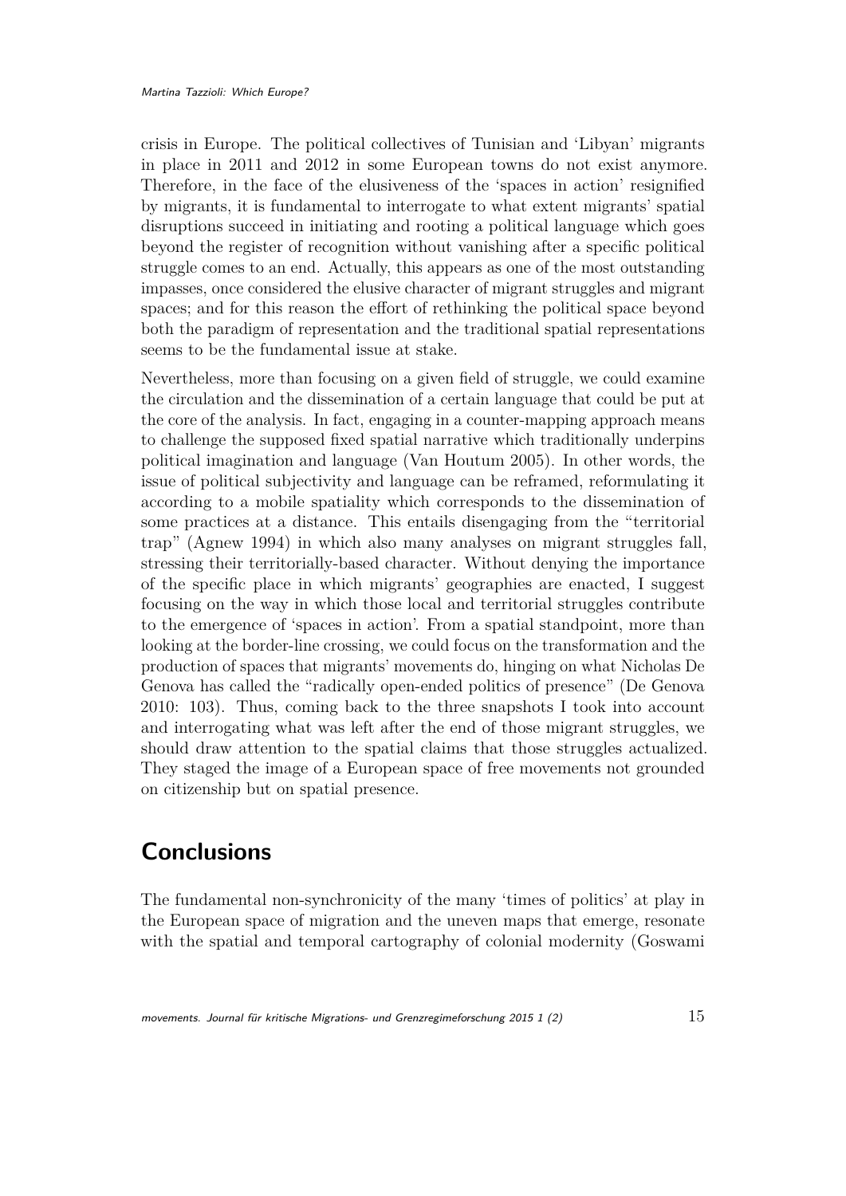crisis in Europe. The political collectives of Tunisian and 'Libyan' migrants in place in 2011 and 2012 in some European towns do not exist anymore. Therefore, in the face of the elusiveness of the 'spaces in action' resignified by migrants, it is fundamental to interrogate to what extent migrants' spatial disruptions succeed in initiating and rooting a political language which goes beyond the register of recognition without vanishing after a specific political struggle comes to an end. Actually, this appears as one of the most outstanding impasses, once considered the elusive character of migrant struggles and migrant spaces; and for this reason the effort of rethinking the political space beyond both the paradigm of representation and the traditional spatial representations seems to be the fundamental issue at stake.

Nevertheless, more than focusing on a given field of struggle, we could examine the circulation and the dissemination of a certain language that could be put at the core of the analysis. In fact, engaging in a counter-mapping approach means to challenge the supposed fixed spatial narrative which traditionally underpins political imagination and language (Van Houtum 2005). In other words, the issue of political subjectivity and language can be reframed, reformulating it according to a mobile spatiality which corresponds to the dissemination of some practices at a distance. This entails disengaging from the "territorial trap" (Agnew 1994) in which also many analyses on migrant struggles fall, stressing their territorially-based character. Without denying the importance of the specific place in which migrants' geographies are enacted, I suggest focusing on the way in which those local and territorial struggles contribute to the emergence of 'spaces in action'. From a spatial standpoint, more than looking at the border-line crossing, we could focus on the transformation and the production of spaces that migrants' movements do, hinging on what Nicholas De Genova has called the "radically open-ended politics of presence" (De Genova 2010: 103). Thus, coming back to the three snapshots I took into account and interrogating what was left after the end of those migrant struggles, we should draw attention to the spatial claims that those struggles actualized. They staged the image of a European space of free movements not grounded on citizenship but on spatial presence.

## Conclusions

The fundamental non-synchronicity of the many 'times of politics' at play in the European space of migration and the uneven maps that emerge, resonate with the spatial and temporal cartography of colonial modernity (Goswami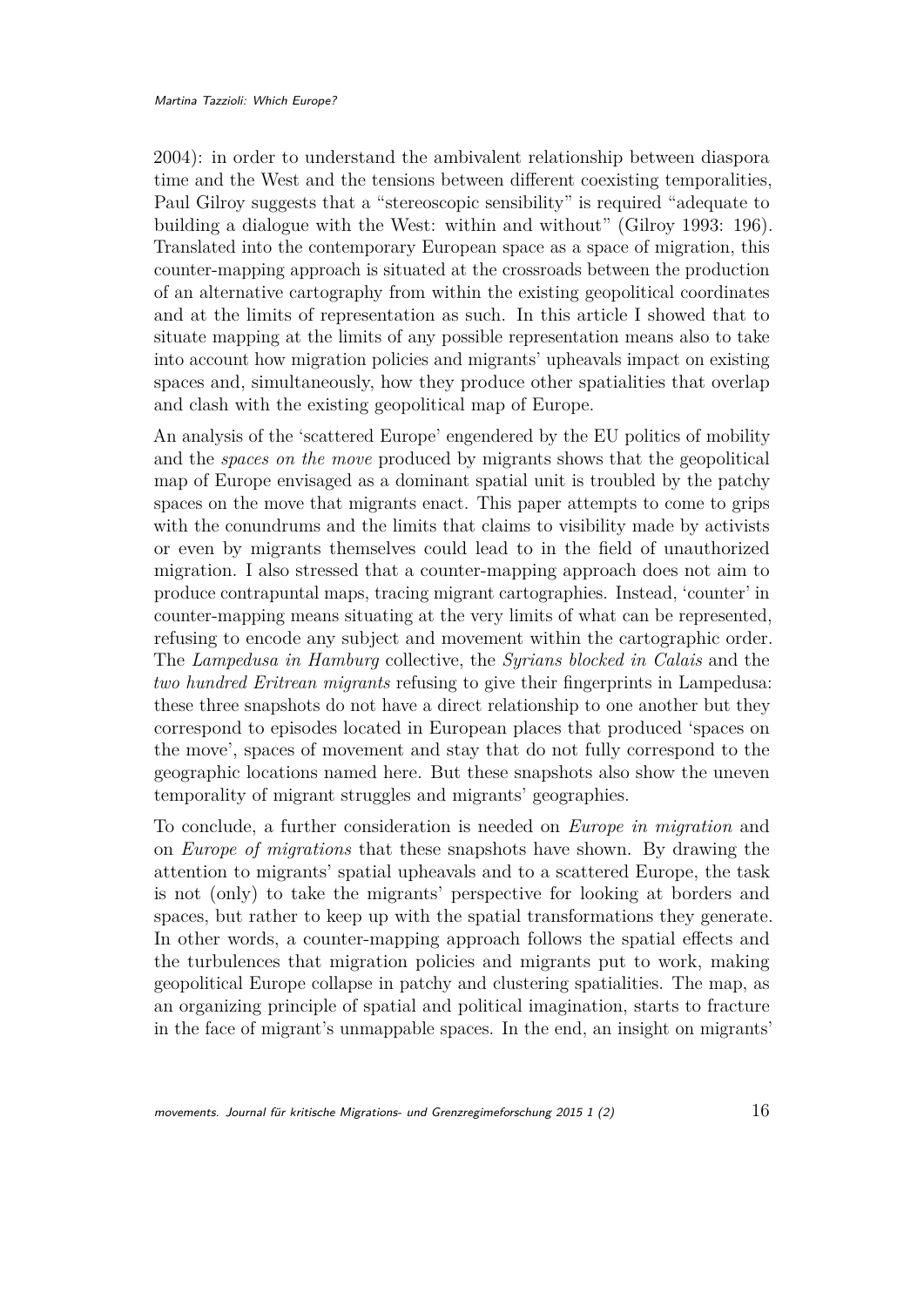2004): in order to understand the ambivalent relationship between diaspora time and the West and the tensions between different coexisting temporalities, Paul Gilroy suggests that a "stereoscopic sensibility" is required "adequate to building a dialogue with the West: within and without" (Gilroy 1993: 196). Translated into the contemporary European space as a space of migration, this counter-mapping approach is situated at the crossroads between the production of an alternative cartography from within the existing geopolitical coordinates and at the limits of representation as such. In this article I showed that to situate mapping at the limits of any possible representation means also to take into account how migration policies and migrants' upheavals impact on existing spaces and, simultaneously, how they produce other spatialities that overlap and clash with the existing geopolitical map of Europe.

An analysis of the 'scattered Europe' engendered by the EU politics of mobility and the *spaces on the move* produced by migrants shows that the geopolitical map of Europe envisaged as a dominant spatial unit is troubled by the patchy spaces on the move that migrants enact. This paper attempts to come to grips with the conundrums and the limits that claims to visibility made by activists or even by migrants themselves could lead to in the field of unauthorized migration. I also stressed that a counter-mapping approach does not aim to produce contrapuntal maps, tracing migrant cartographies. Instead, 'counter' in counter-mapping means situating at the very limits of what can be represented, refusing to encode any subject and movement within the cartographic order. The *Lampedusa in Hamburg* collective, the *Syrians blocked in Calais* and the *two hundred Eritrean migrants* refusing to give their fingerprints in Lampedusa: these three snapshots do not have a direct relationship to one another but they correspond to episodes located in European places that produced 'spaces on the move', spaces of movement and stay that do not fully correspond to the geographic locations named here. But these snapshots also show the uneven temporality of migrant struggles and migrants' geographies.

To conclude, a further consideration is needed on *Europe in migration* and on *Europe of migrations* that these snapshots have shown. By drawing the attention to migrants' spatial upheavals and to a scattered Europe, the task is not (only) to take the migrants' perspective for looking at borders and spaces, but rather to keep up with the spatial transformations they generate. In other words, a counter-mapping approach follows the spatial effects and the turbulences that migration policies and migrants put to work, making geopolitical Europe collapse in patchy and clustering spatialities. The map, as an organizing principle of spatial and political imagination, starts to fracture in the face of migrant's unmappable spaces. In the end, an insight on migrants'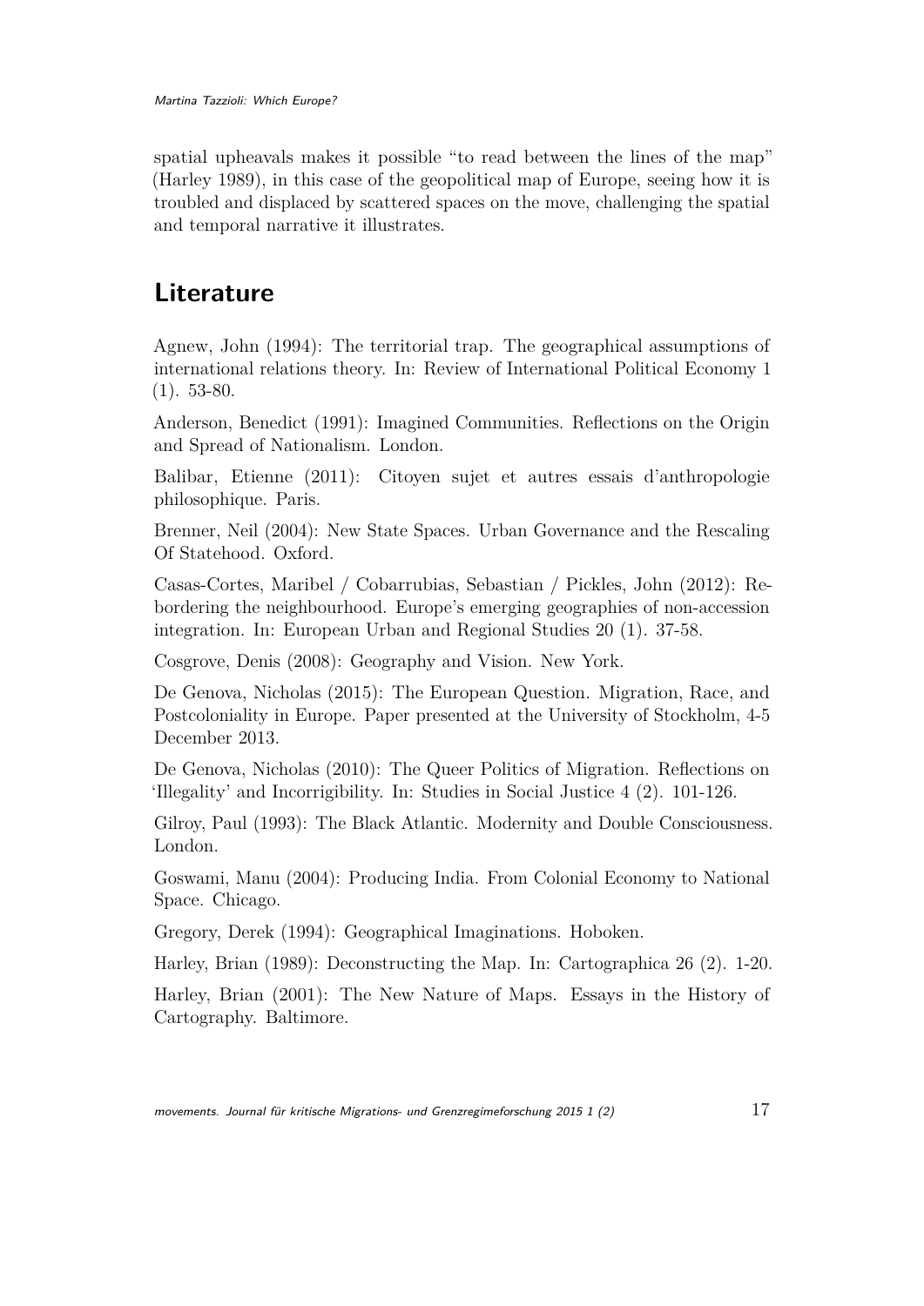spatial upheavals makes it possible "to read between the lines of the map" (Harley 1989), in this case of the geopolitical map of Europe, seeing how it is troubled and displaced by scattered spaces on the move, challenging the spatial and temporal narrative it illustrates.

## Literature

Agnew, John (1994): The territorial trap. The geographical assumptions of international relations theory. In: Review of International Political Economy 1 (1). 53-80.

Anderson, Benedict (1991): Imagined Communities. Reflections on the Origin and Spread of Nationalism. London.

Balibar, Etienne (2011): Citoyen sujet et autres essais d'anthropologie philosophique. Paris.

Brenner, Neil (2004): New State Spaces. Urban Governance and the Rescaling Of Statehood. Oxford.

Casas-Cortes, Maribel / Cobarrubias, Sebastian / Pickles, John (2012): Re-bordering the neighbourhood. Europe's emerging geographies of non-accession integration. In: European Urban and Regional Studies 20 (1). 37-58.

Cosgrove, Denis (2008): Geography and Vision. New York.

De Genova, Nicholas (2015): The European Question. Migration, Race, and Postcoloniality in Europe. Paper presented at the University of Stockholm, 4-5 December 2013.

De Genova, Nicholas (2010): The Queer Politics of Migration. Reflections on 'Illegality' and Incorrigibility. In: Studies in Social Justice 4 (2). 101-126.

Gilroy, Paul (1993): The Black Atlantic. Modernity and Double Consciousness. London.

Goswami, Manu (2004): Producing India. From Colonial Economy to National Space. Chicago.

Gregory, Derek (1994): Geographical Imaginations. Hoboken.

Harley, Brian (1989): Deconstructing the Map. In: Cartographica 26 (2). 1-20.

Harley, Brian (2001): The New Nature of Maps. Essays in the History of Cartography. Baltimore.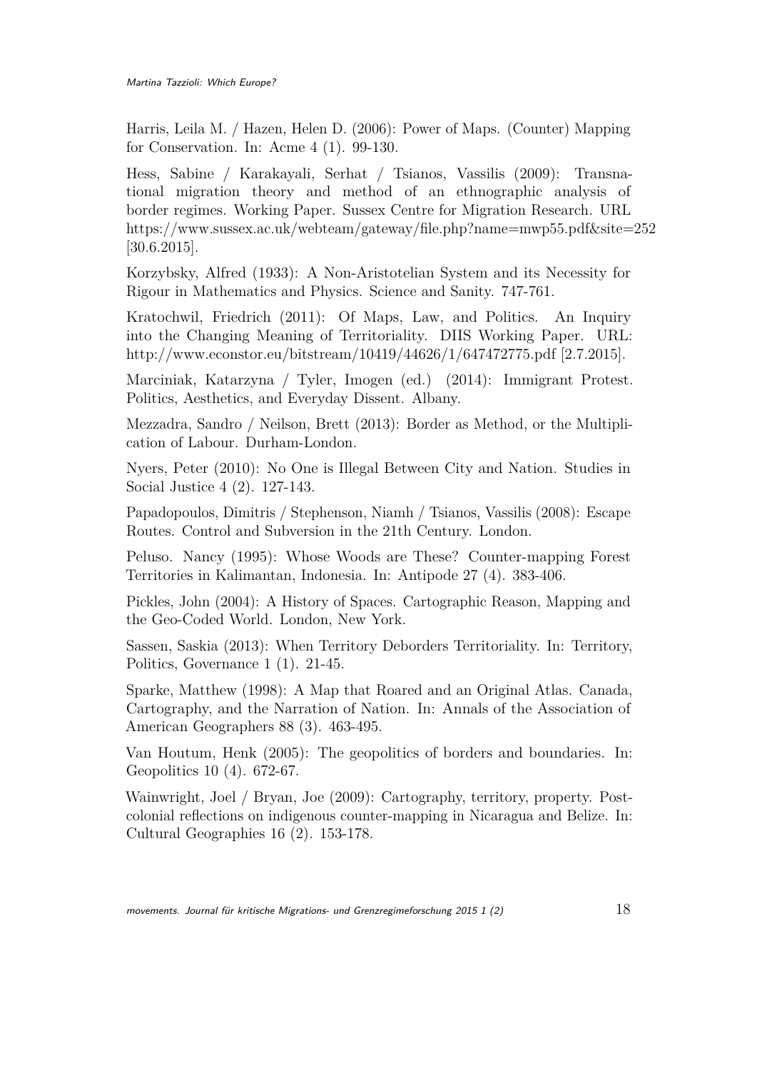Harris, Leila M. / Hazen, Helen D. (2006): Power of Maps. (Counter) Mapping for Conservation. In: Acme 4 (1). 99-130.

Hess, Sabine / Karakayali, Serhat / Tsianos, Vassilis (2009): Transnational migration theory and method of an ethnographic analysis of border regimes. Working Paper. Sussex Centre for Migration Research. URL https://www.sussex.ac.uk/webteam/gateway/file.php?name=mwp55.pdf&site=252 [30.6.2015].

Korzybsky, Alfred (1933): A Non-Aristotelian System and its Necessity for Rigour in Mathematics and Physics. Science and Sanity. 747-761.

Kratochwil, Friedrich (2011): Of Maps, Law, and Politics. An Inquiry into the Changing Meaning of Territoriality. DIIS Working Paper. URL: http://www.econstor.eu/bitstream/10419/44626/1/647472775.pdf [2.7.2015].

Marciniak, Katarzyna / Tyler, Imogen (ed.) (2014): Immigrant Protest. Politics, Aesthetics, and Everyday Dissent. Albany.

Mezzadra, Sandro / Neilson, Brett (2013): Border as Method, or the Multiplication of Labour. Durham-London.

Nyers, Peter (2010): No One is Illegal Between City and Nation. Studies in Social Justice 4 (2). 127-143.

Papadopoulos, Dimitris / Stephenson, Niamh / Tsianos, Vassilis (2008): Escape Routes. Control and Subversion in the 21th Century. London.

Peluso. Nancy (1995): Whose Woods are These? Counter-mapping Forest Territories in Kalimantan, Indonesia. In: Antipode 27 (4). 383-406.

Pickles, John (2004): A History of Spaces. Cartographic Reason, Mapping and the Geo-Coded World. London, New York.

Sassen, Saskia (2013): When Territory Deborders Territoriality. In: Territory, Politics, Governance 1 (1). 21-45.

Sparke, Matthew (1998): A Map that Roared and an Original Atlas. Canada, Cartography, and the Narration of Nation. In: Annals of the Association of American Geographers 88 (3). 463-495.

Van Houtum, Henk (2005): The geopolitics of borders and boundaries. In: Geopolitics 10 (4). 672-67.

Wainwright, Joel / Bryan, Joe (2009): Cartography, territory, property. Postcolonial reflections on indigenous counter-mapping in Nicaragua and Belize. In: Cultural Geographies 16 (2). 153-178.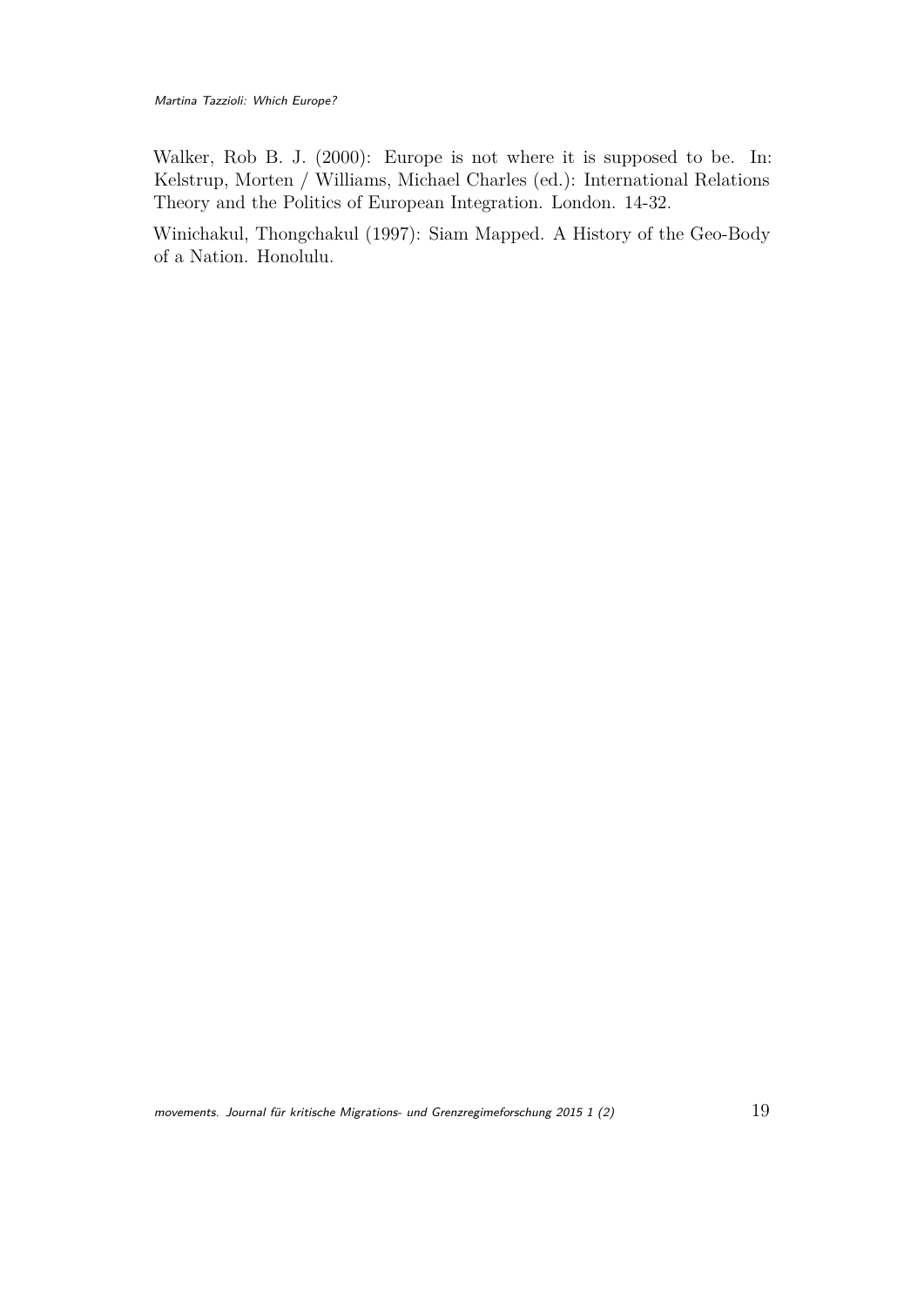Walker, Rob B. J. (2000): Europe is not where it is supposed to be. In: Kelstrup, Morten / Williams, Michael Charles (ed.): International Relations Theory and the Politics of European Integration. London. 14-32.

Winichakul, Thongchakul (1997): Siam Mapped. A History of the Geo-Body of a Nation. Honolulu.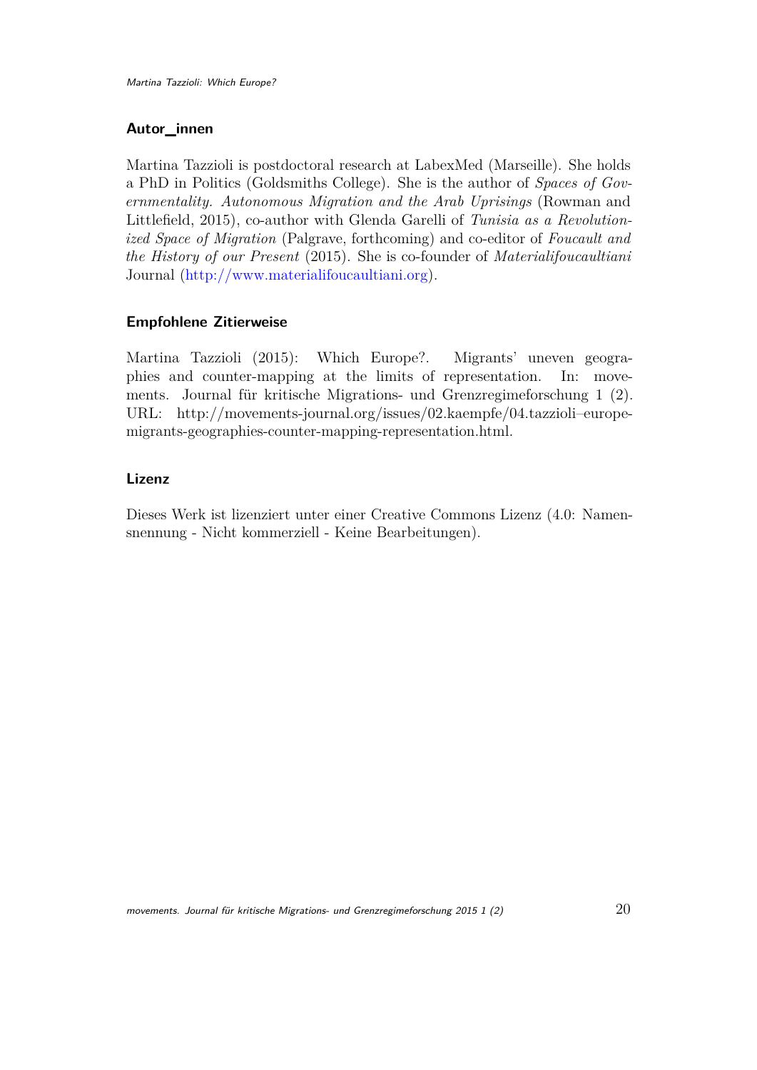### Autor_innen

Martina Tazzioli is postdoctoral research at LabexMed (Marseille). She holds a PhD in Politics (Goldsmiths College). She is the author of *Spaces of Governmentality. Autonomous Migration and the Arab Uprisings* (Rowman and Littlefield, 2015), co-author with Glenda Garelli of *Tunisia as a Revolutionized Space of Migration* (Palgrave, forthcoming) and co-editor of *Foucault and the History of our Present* (2015). She is co-founder of *Materialifoucaultiani* Journal (http://www.materialifoucaultiani.org).

### Empfohlene Zitierweise

Martina Tazzioli (2015): Which Europe?. Migrants' uneven geographies and counter-mapping at the limits of representation. In: movements. Journal für kritische Migrations- und Grenzregimeforschung 1 (2). URL: http://movements-journal.org/issues/02.kaempfe/04.tazzioli–europe-migrants-geographies-counter-mapping-representation.html.

### Lizenz

Dieses Werk ist lizenziert unter einer Creative Commons Lizenz (4.0: Namensnennung - Nicht kommerziell - Keine Bearbeitungen).